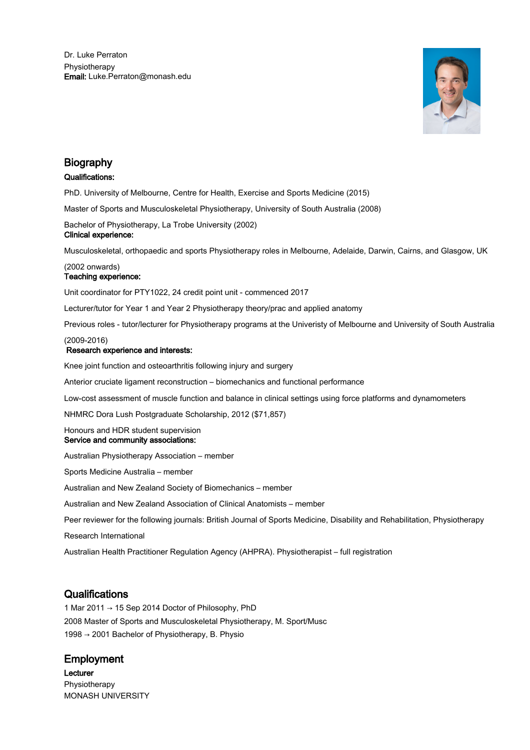Dr. Luke Perraton
Physiotherapy
**Email:** Luke.Perraton@monash.edu

## Biography

**Qualifications:**

PhD. University of Melbourne, Centre for Health, Exercise and Sports Medicine (2015)

Master of Sports and Musculoskeletal Physiotherapy, University of South Australia (2008)

Bachelor of Physiotherapy, La Trobe University (2002)

**Clinical experience:**

Musculoskeletal, orthopaedic and sports Physiotherapy roles in Melbourne, Adelaide, Darwin, Cairns, and Glasgow, UK (2002 onwards)

**Teaching experience:**

Unit coordinator for PTY1022, 24 credit point unit - commenced 2017

Lecturer/tutor for Year 1 and Year 2 Physiotherapy theory/prac and applied anatomy

Previous roles - tutor/lecturer for Physiotherapy programs at the Univeristy of Melbourne and University of South Australia (2009-2016)

**Research experience and interests:**

Knee joint function and osteoarthritis following injury and surgery

Anterior cruciate ligament reconstruction – biomechanics and functional performance

Low-cost assessment of muscle function and balance in clinical settings using force platforms and dynamometers

NHMRC Dora Lush Postgraduate Scholarship, 2012 ($71,857)

Honours and HDR student supervision

**Service and community associations:**

Australian Physiotherapy Association – member

Sports Medicine Australia – member

Australian and New Zealand Society of Biomechanics – member

Australian and New Zealand Association of Clinical Anatomists – member

Peer reviewer for the following journals: British Journal of Sports Medicine, Disability and Rehabilitation, Physiotherapy Research International

Australian Health Practitioner Regulation Agency (AHPRA). Physiotherapist – full registration

## Qualifications

1 Mar 2011 → 15 Sep 2014 Doctor of Philosophy, PhD
2008 Master of Sports and Musculoskeletal Physiotherapy, M. Sport/Musc
1998 → 2001 Bachelor of Physiotherapy, B. Physio

## Employment

**Lecturer**
Physiotherapy
MONASH UNIVERSITY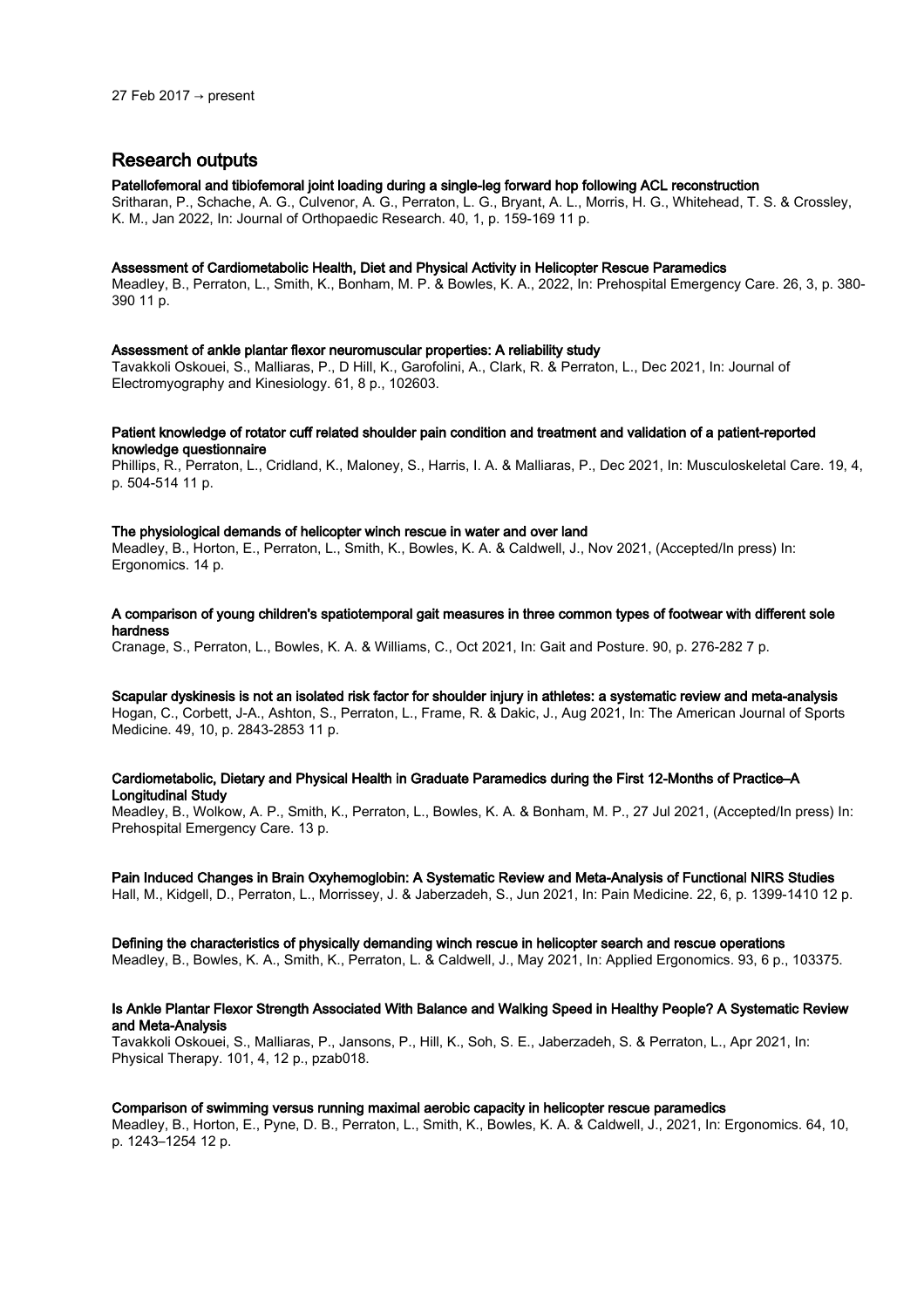27 Feb 2017 → present

## Research outputs

**Patellofemoral and tibiofemoral joint loading during a single-leg forward hop following ACL reconstruction**
Sritharan, P., Schache, A. G., Culvenor, A. G., Perraton, L. G., Bryant, A. L., Morris, H. G., Whitehead, T. S. & Crossley, K. M., Jan 2022, In: Journal of Orthopaedic Research. 40, 1, p. 159-169 11 p.

**Assessment of Cardiometabolic Health, Diet and Physical Activity in Helicopter Rescue Paramedics**
Meadley, B., Perraton, L., Smith, K., Bonham, M. P. & Bowles, K. A., 2022, In: Prehospital Emergency Care. 26, 3, p. 380-390 11 p.

**Assessment of ankle plantar flexor neuromuscular properties: A reliability study**
Tavakkoli Oskouei, S., Malliaras, P., D Hill, K., Garofolini, A., Clark, R. & Perraton, L., Dec 2021, In: Journal of Electromyography and Kinesiology. 61, 8 p., 102603.

**Patient knowledge of rotator cuff related shoulder pain condition and treatment and validation of a patient-reported knowledge questionnaire**
Phillips, R., Perraton, L., Cridland, K., Maloney, S., Harris, I. A. & Malliaras, P., Dec 2021, In: Musculoskeletal Care. 19, 4, p. 504-514 11 p.

**The physiological demands of helicopter winch rescue in water and over land**
Meadley, B., Horton, E., Perraton, L., Smith, K., Bowles, K. A. & Caldwell, J., Nov 2021, (Accepted/In press) In: Ergonomics. 14 p.

**A comparison of young children's spatiotemporal gait measures in three common types of footwear with different sole hardness**
Cranage, S., Perraton, L., Bowles, K. A. & Williams, C., Oct 2021, In: Gait and Posture. 90, p. 276-282 7 p.

**Scapular dyskinesis is not an isolated risk factor for shoulder injury in athletes: a systematic review and meta-analysis**
Hogan, C., Corbett, J-A., Ashton, S., Perraton, L., Frame, R. & Dakic, J., Aug 2021, In: The American Journal of Sports Medicine. 49, 10, p. 2843-2853 11 p.

**Cardiometabolic, Dietary and Physical Health in Graduate Paramedics during the First 12-Months of Practice–A Longitudinal Study**
Meadley, B., Wolkow, A. P., Smith, K., Perraton, L., Bowles, K. A. & Bonham, M. P., 27 Jul 2021, (Accepted/In press) In: Prehospital Emergency Care. 13 p.

**Pain Induced Changes in Brain Oxyhemoglobin: A Systematic Review and Meta-Analysis of Functional NIRS Studies**
Hall, M., Kidgell, D., Perraton, L., Morrissey, J. & Jaberzadeh, S., Jun 2021, In: Pain Medicine. 22, 6, p. 1399-1410 12 p.

**Defining the characteristics of physically demanding winch rescue in helicopter search and rescue operations**
Meadley, B., Bowles, K. A., Smith, K., Perraton, L. & Caldwell, J., May 2021, In: Applied Ergonomics. 93, 6 p., 103375.

**Is Ankle Plantar Flexor Strength Associated With Balance and Walking Speed in Healthy People? A Systematic Review and Meta-Analysis**
Tavakkoli Oskouei, S., Malliaras, P., Jansons, P., Hill, K., Soh, S. E., Jaberzadeh, S. & Perraton, L., Apr 2021, In: Physical Therapy. 101, 4, 12 p., pzab018.

**Comparison of swimming versus running maximal aerobic capacity in helicopter rescue paramedics**
Meadley, B., Horton, E., Pyne, D. B., Perraton, L., Smith, K., Bowles, K. A. & Caldwell, J., 2021, In: Ergonomics. 64, 10, p. 1243–1254 12 p.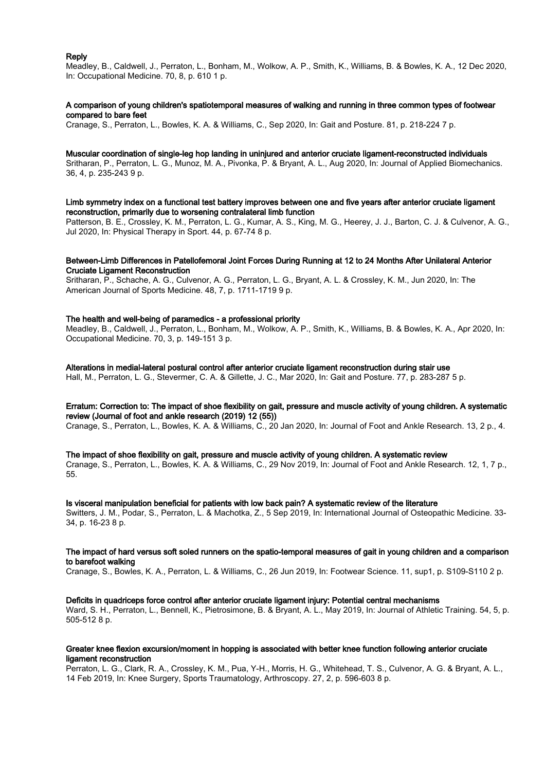**Reply**

Meadley, B., Caldwell, J., Perraton, L., Bonham, M., Wolkow, A. P., Smith, K., Williams, B. & Bowles, K. A., 12 Dec 2020, In: Occupational Medicine. 70, 8, p. 610 1 p.

**A comparison of young children's spatiotemporal measures of walking and running in three common types of footwear compared to bare feet**

Cranage, S., Perraton, L., Bowles, K. A. & Williams, C., Sep 2020, In: Gait and Posture. 81, p. 218-224 7 p.

**Muscular coordination of single-leg hop landing in uninjured and anterior cruciate ligament-reconstructed individuals**

Sritharan, P., Perraton, L. G., Munoz, M. A., Pivonka, P. & Bryant, A. L., Aug 2020, In: Journal of Applied Biomechanics. 36, 4, p. 235-243 9 p.

**Limb symmetry index on a functional test battery improves between one and five years after anterior cruciate ligament reconstruction, primarily due to worsening contralateral limb function**

Patterson, B. E., Crossley, K. M., Perraton, L. G., Kumar, A. S., King, M. G., Heerey, J. J., Barton, C. J. & Culvenor, A. G., Jul 2020, In: Physical Therapy in Sport. 44, p. 67-74 8 p.

**Between-Limb Differences in Patellofemoral Joint Forces During Running at 12 to 24 Months After Unilateral Anterior Cruciate Ligament Reconstruction**

Sritharan, P., Schache, A. G., Culvenor, A. G., Perraton, L. G., Bryant, A. L. & Crossley, K. M., Jun 2020, In: The American Journal of Sports Medicine. 48, 7, p. 1711-1719 9 p.

**The health and well-being of paramedics - a professional priority**

Meadley, B., Caldwell, J., Perraton, L., Bonham, M., Wolkow, A. P., Smith, K., Williams, B. & Bowles, K. A., Apr 2020, In: Occupational Medicine. 70, 3, p. 149-151 3 p.

**Alterations in medial-lateral postural control after anterior cruciate ligament reconstruction during stair use**

Hall, M., Perraton, L. G., Stevermer, C. A. & Gillette, J. C., Mar 2020, In: Gait and Posture. 77, p. 283-287 5 p.

**Erratum: Correction to: The impact of shoe flexibility on gait, pressure and muscle activity of young children. A systematic review (Journal of foot and ankle research (2019) 12 (55))**

Cranage, S., Perraton, L., Bowles, K. A. & Williams, C., 20 Jan 2020, In: Journal of Foot and Ankle Research. 13, 2 p., 4.

**The impact of shoe flexibility on gait, pressure and muscle activity of young children. A systematic review**

Cranage, S., Perraton, L., Bowles, K. A. & Williams, C., 29 Nov 2019, In: Journal of Foot and Ankle Research. 12, 1, 7 p., 55.

**Is visceral manipulation beneficial for patients with low back pain? A systematic review of the literature**

Switters, J. M., Podar, S., Perraton, L. & Machotka, Z., 5 Sep 2019, In: International Journal of Osteopathic Medicine. 33-34, p. 16-23 8 p.

**The impact of hard versus soft soled runners on the spatio-temporal measures of gait in young children and a comparison to barefoot walking**

Cranage, S., Bowles, K. A., Perraton, L. & Williams, C., 26 Jun 2019, In: Footwear Science. 11, sup1, p. S109-S110 2 p.

**Deficits in quadriceps force control after anterior cruciate ligament injury: Potential central mechanisms**

Ward, S. H., Perraton, L., Bennell, K., Pietrosimone, B. & Bryant, A. L., May 2019, In: Journal of Athletic Training. 54, 5, p. 505-512 8 p.

**Greater knee flexion excursion/moment in hopping is associated with better knee function following anterior cruciate ligament reconstruction**

Perraton, L. G., Clark, R. A., Crossley, K. M., Pua, Y-H., Morris, H. G., Whitehead, T. S., Culvenor, A. G. & Bryant, A. L., 14 Feb 2019, In: Knee Surgery, Sports Traumatology, Arthroscopy. 27, 2, p. 596-603 8 p.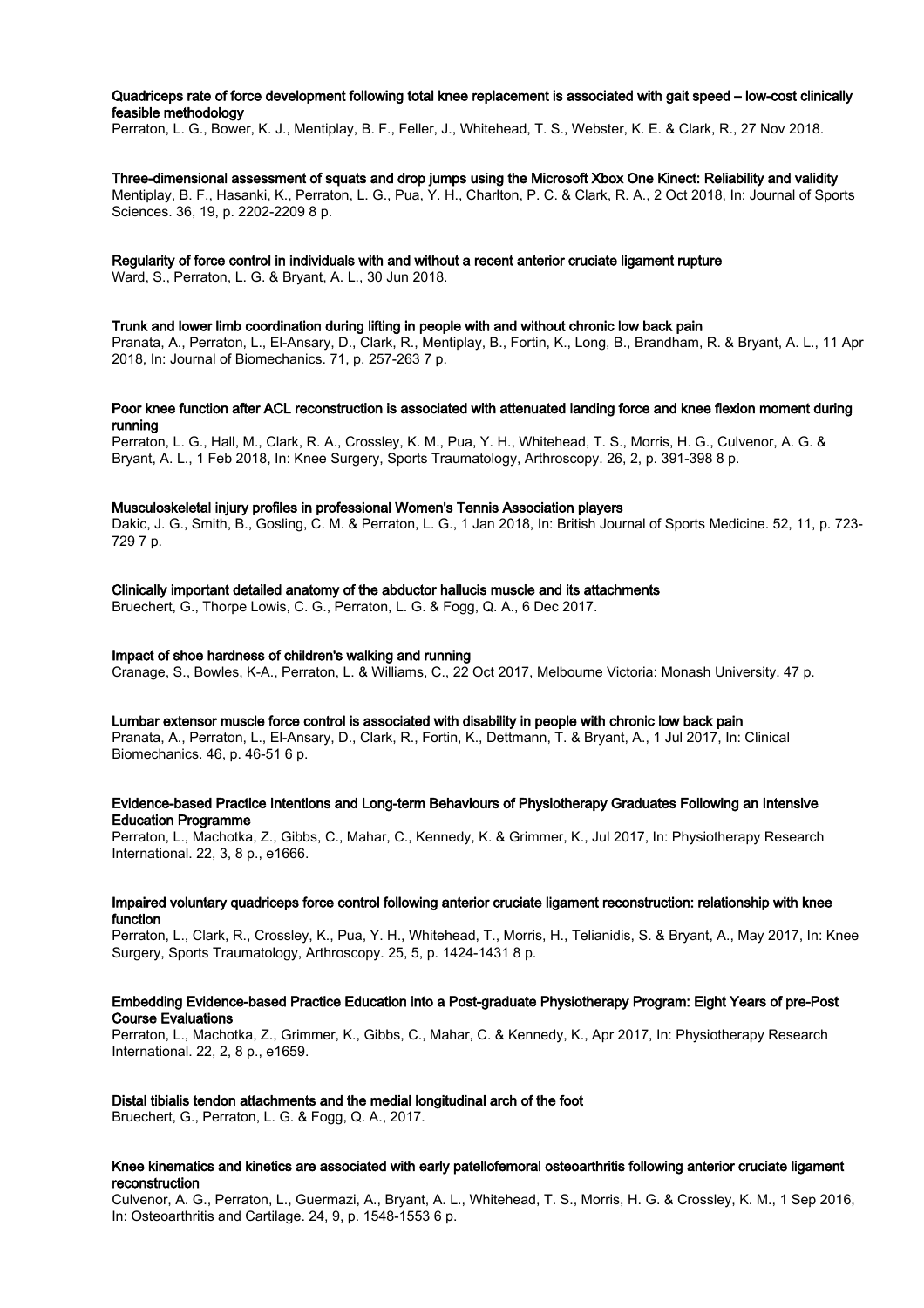**Quadriceps rate of force development following total knee replacement is associated with gait speed – low-cost clinically feasible methodology**

Perraton, L. G., Bower, K. J., Mentiplay, B. F., Feller, J., Whitehead, T. S., Webster, K. E. & Clark, R., 27 Nov 2018.

**Three-dimensional assessment of squats and drop jumps using the Microsoft Xbox One Kinect: Reliability and validity**

Mentiplay, B. F., Hasanki, K., Perraton, L. G., Pua, Y. H., Charlton, P. C. & Clark, R. A., 2 Oct 2018, In: Journal of Sports Sciences. 36, 19, p. 2202-2209 8 p.

**Regularity of force control in individuals with and without a recent anterior cruciate ligament rupture**

Ward, S., Perraton, L. G. & Bryant, A. L., 30 Jun 2018.

**Trunk and lower limb coordination during lifting in people with and without chronic low back pain**

Pranata, A., Perraton, L., El-Ansary, D., Clark, R., Mentiplay, B., Fortin, K., Long, B., Brandham, R. & Bryant, A. L., 11 Apr 2018, In: Journal of Biomechanics. 71, p. 257-263 7 p.

**Poor knee function after ACL reconstruction is associated with attenuated landing force and knee flexion moment during running**

Perraton, L. G., Hall, M., Clark, R. A., Crossley, K. M., Pua, Y. H., Whitehead, T. S., Morris, H. G., Culvenor, A. G. & Bryant, A. L., 1 Feb 2018, In: Knee Surgery, Sports Traumatology, Arthroscopy. 26, 2, p. 391-398 8 p.

**Musculoskeletal injury profiles in professional Women's Tennis Association players**

Dakic, J. G., Smith, B., Gosling, C. M. & Perraton, L. G., 1 Jan 2018, In: British Journal of Sports Medicine. 52, 11, p. 723-729 7 p.

**Clinically important detailed anatomy of the abductor hallucis muscle and its attachments**

Bruechert, G., Thorpe Lowis, C. G., Perraton, L. G. & Fogg, Q. A., 6 Dec 2017.

**Impact of shoe hardness of children's walking and running**

Cranage, S., Bowles, K-A., Perraton, L. & Williams, C., 22 Oct 2017, Melbourne Victoria: Monash University. 47 p.

**Lumbar extensor muscle force control is associated with disability in people with chronic low back pain**

Pranata, A., Perraton, L., El-Ansary, D., Clark, R., Fortin, K., Dettmann, T. & Bryant, A., 1 Jul 2017, In: Clinical Biomechanics. 46, p. 46-51 6 p.

**Evidence-based Practice Intentions and Long-term Behaviours of Physiotherapy Graduates Following an Intensive Education Programme**

Perraton, L., Machotka, Z., Gibbs, C., Mahar, C., Kennedy, K. & Grimmer, K., Jul 2017, In: Physiotherapy Research International. 22, 3, 8 p., e1666.

**Impaired voluntary quadriceps force control following anterior cruciate ligament reconstruction: relationship with knee function**

Perraton, L., Clark, R., Crossley, K., Pua, Y. H., Whitehead, T., Morris, H., Telianidis, S. & Bryant, A., May 2017, In: Knee Surgery, Sports Traumatology, Arthroscopy. 25, 5, p. 1424-1431 8 p.

**Embedding Evidence-based Practice Education into a Post-graduate Physiotherapy Program: Eight Years of pre-Post Course Evaluations**

Perraton, L., Machotka, Z., Grimmer, K., Gibbs, C., Mahar, C. & Kennedy, K., Apr 2017, In: Physiotherapy Research International. 22, 2, 8 p., e1659.

**Distal tibialis tendon attachments and the medial longitudinal arch of the foot**

Bruechert, G., Perraton, L. G. & Fogg, Q. A., 2017.

**Knee kinematics and kinetics are associated with early patellofemoral osteoarthritis following anterior cruciate ligament reconstruction**

Culvenor, A. G., Perraton, L., Guermazi, A., Bryant, A. L., Whitehead, T. S., Morris, H. G. & Crossley, K. M., 1 Sep 2016, In: Osteoarthritis and Cartilage. 24, 9, p. 1548-1553 6 p.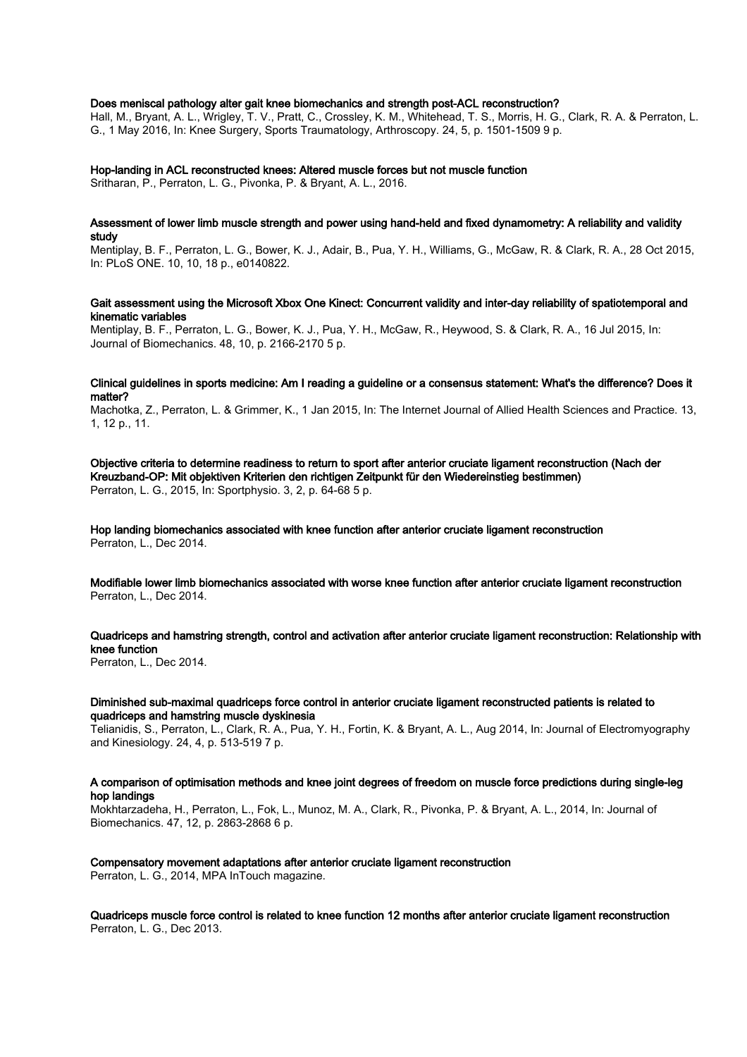**Does meniscal pathology alter gait knee biomechanics and strength post-ACL reconstruction?**
Hall, M., Bryant, A. L., Wrigley, T. V., Pratt, C., Crossley, K. M., Whitehead, T. S., Morris, H. G., Clark, R. A. & Perraton, L. G., 1 May 2016, In: Knee Surgery, Sports Traumatology, Arthroscopy. 24, 5, p. 1501-1509 9 p.

**Hop-landing in ACL reconstructed knees: Altered muscle forces but not muscle function**
Sritharan, P., Perraton, L. G., Pivonka, P. & Bryant, A. L., 2016.

**Assessment of lower limb muscle strength and power using hand-held and fixed dynamometry: A reliability and validity study**
Mentiplay, B. F., Perraton, L. G., Bower, K. J., Adair, B., Pua, Y. H., Williams, G., McGaw, R. & Clark, R. A., 28 Oct 2015, In: PLoS ONE. 10, 10, 18 p., e0140822.

**Gait assessment using the Microsoft Xbox One Kinect: Concurrent validity and inter-day reliability of spatiotemporal and kinematic variables**
Mentiplay, B. F., Perraton, L. G., Bower, K. J., Pua, Y. H., McGaw, R., Heywood, S. & Clark, R. A., 16 Jul 2015, In: Journal of Biomechanics. 48, 10, p. 2166-2170 5 p.

**Clinical guidelines in sports medicine: Am I reading a guideline or a consensus statement: What's the difference? Does it matter?**
Machotka, Z., Perraton, L. & Grimmer, K., 1 Jan 2015, In: The Internet Journal of Allied Health Sciences and Practice. 13, 1, 12 p., 11.

**Objective criteria to determine readiness to return to sport after anterior cruciate ligament reconstruction (Nach der Kreuzband-OP: Mit objektiven Kriterien den richtigen Zeitpunkt für den Wiedereinstieg bestimmen)**
Perraton, L. G., 2015, In: Sportphysio. 3, 2, p. 64-68 5 p.

**Hop landing biomechanics associated with knee function after anterior cruciate ligament reconstruction**
Perraton, L., Dec 2014.

**Modifiable lower limb biomechanics associated with worse knee function after anterior cruciate ligament reconstruction**
Perraton, L., Dec 2014.

**Quadriceps and hamstring strength, control and activation after anterior cruciate ligament reconstruction: Relationship with knee function**
Perraton, L., Dec 2014.

**Diminished sub-maximal quadriceps force control in anterior cruciate ligament reconstructed patients is related to quadriceps and hamstring muscle dyskinesia**
Telianidis, S., Perraton, L., Clark, R. A., Pua, Y. H., Fortin, K. & Bryant, A. L., Aug 2014, In: Journal of Electromyography and Kinesiology. 24, 4, p. 513-519 7 p.

**A comparison of optimisation methods and knee joint degrees of freedom on muscle force predictions during single-leg hop landings**
Mokhtarzadeha, H., Perraton, L., Fok, L., Munoz, M. A., Clark, R., Pivonka, P. & Bryant, A. L., 2014, In: Journal of Biomechanics. 47, 12, p. 2863-2868 6 p.

**Compensatory movement adaptations after anterior cruciate ligament reconstruction**
Perraton, L. G., 2014, MPA InTouch magazine.

**Quadriceps muscle force control is related to knee function 12 months after anterior cruciate ligament reconstruction**
Perraton, L. G., Dec 2013.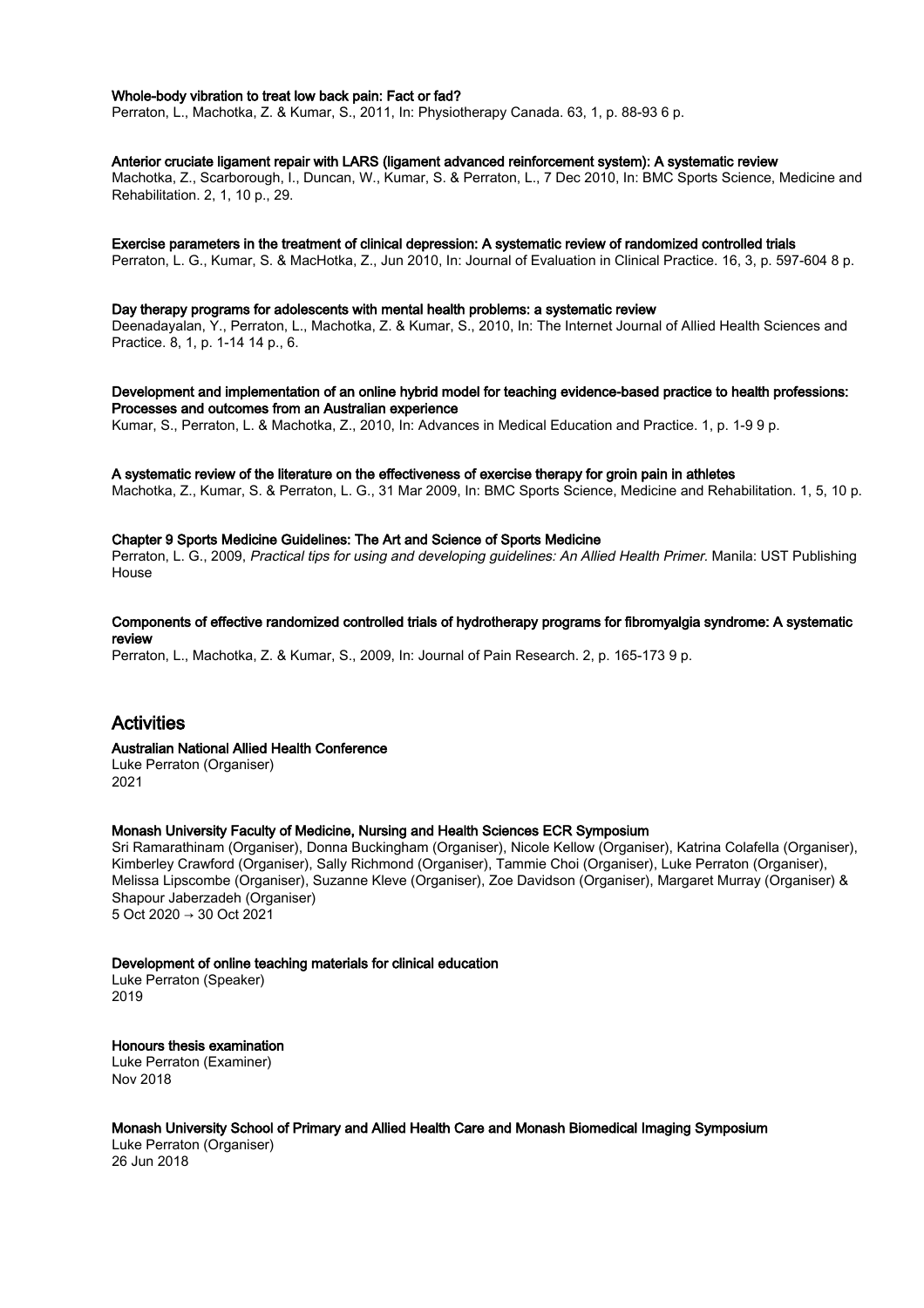**Whole-body vibration to treat low back pain: Fact or fad?**
Perraton, L., Machotka, Z. & Kumar, S., 2011, In: Physiotherapy Canada. 63, 1, p. 88-93 6 p.

**Anterior cruciate ligament repair with LARS (ligament advanced reinforcement system): A systematic review**
Machotka, Z., Scarborough, I., Duncan, W., Kumar, S. & Perraton, L., 7 Dec 2010, In: BMC Sports Science, Medicine and Rehabilitation. 2, 1, 10 p., 29.

**Exercise parameters in the treatment of clinical depression: A systematic review of randomized controlled trials**
Perraton, L. G., Kumar, S. & MacHotka, Z., Jun 2010, In: Journal of Evaluation in Clinical Practice. 16, 3, p. 597-604 8 p.

**Day therapy programs for adolescents with mental health problems: a systematic review**
Deenadayalan, Y., Perraton, L., Machotka, Z. & Kumar, S., 2010, In: The Internet Journal of Allied Health Sciences and Practice. 8, 1, p. 1-14 14 p., 6.

**Development and implementation of an online hybrid model for teaching evidence-based practice to health professions: Processes and outcomes from an Australian experience**
Kumar, S., Perraton, L. & Machotka, Z., 2010, In: Advances in Medical Education and Practice. 1, p. 1-9 9 p.

**A systematic review of the literature on the effectiveness of exercise therapy for groin pain in athletes**
Machotka, Z., Kumar, S. & Perraton, L. G., 31 Mar 2009, In: BMC Sports Science, Medicine and Rehabilitation. 1, 5, 10 p.

**Chapter 9 Sports Medicine Guidelines: The Art and Science of Sports Medicine**
Perraton, L. G., 2009, *Practical tips for using and developing guidelines: An Allied Health Primer*. Manila: UST Publishing House

**Components of effective randomized controlled trials of hydrotherapy programs for fibromyalgia syndrome: A systematic review**
Perraton, L., Machotka, Z. & Kumar, S., 2009, In: Journal of Pain Research. 2, p. 165-173 9 p.

## Activities

**Australian National Allied Health Conference**
Luke Perraton (Organiser)
2021

**Monash University Faculty of Medicine, Nursing and Health Sciences ECR Symposium**
Sri Ramarathinam (Organiser), Donna Buckingham (Organiser), Nicole Kellow (Organiser), Katrina Colafella (Organiser), Kimberley Crawford (Organiser), Sally Richmond (Organiser), Tammie Choi (Organiser), Luke Perraton (Organiser), Melissa Lipscombe (Organiser), Suzanne Kleve (Organiser), Zoe Davidson (Organiser), Margaret Murray (Organiser) & Shapour Jaberzadeh (Organiser)
5 Oct 2020 → 30 Oct 2021

**Development of online teaching materials for clinical education**
Luke Perraton (Speaker)
2019

**Honours thesis examination**
Luke Perraton (Examiner)
Nov 2018

**Monash University School of Primary and Allied Health Care and Monash Biomedical Imaging Symposium**
Luke Perraton (Organiser)
26 Jun 2018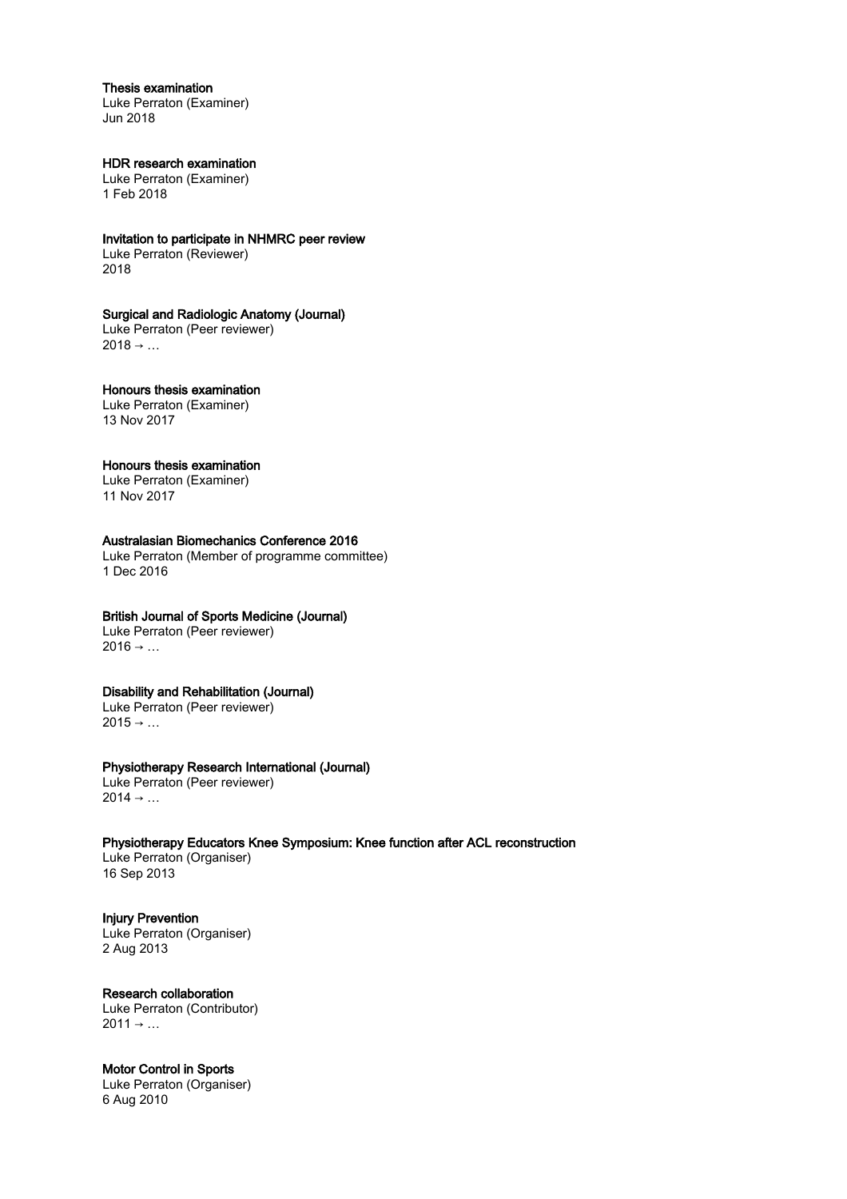**Thesis examination**
Luke Perraton (Examiner)
Jun 2018

**HDR research examination**
Luke Perraton (Examiner)
1 Feb 2018

**Invitation to participate in NHMRC peer review**
Luke Perraton (Reviewer)
2018

**Surgical and Radiologic Anatomy (Journal)**
Luke Perraton (Peer reviewer)
2018 → …

**Honours thesis examination**
Luke Perraton (Examiner)
13 Nov 2017

**Honours thesis examination**
Luke Perraton (Examiner)
11 Nov 2017

**Australasian Biomechanics Conference 2016**
Luke Perraton (Member of programme committee)
1 Dec 2016

**British Journal of Sports Medicine (Journal)**
Luke Perraton (Peer reviewer)
2016 → …

**Disability and Rehabilitation (Journal)**
Luke Perraton (Peer reviewer)
2015 → …

**Physiotherapy Research International (Journal)**
Luke Perraton (Peer reviewer)
2014 → …

**Physiotherapy Educators Knee Symposium: Knee function after ACL reconstruction**
Luke Perraton (Organiser)
16 Sep 2013

**Injury Prevention**
Luke Perraton (Organiser)
2 Aug 2013

**Research collaboration**
Luke Perraton (Contributor)
2011 → …

**Motor Control in Sports**
Luke Perraton (Organiser)
6 Aug 2010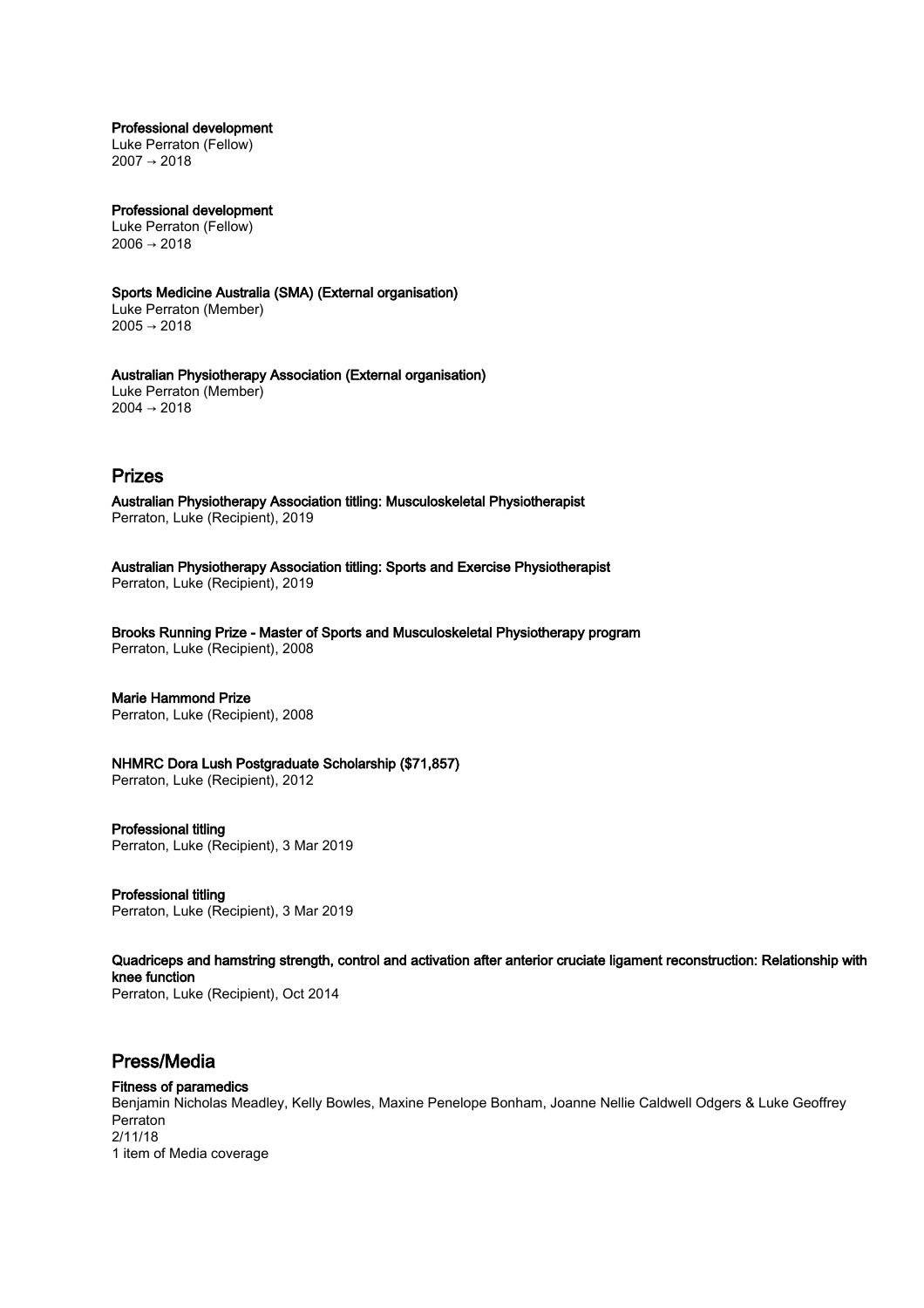**Professional development**
Luke Perraton (Fellow)
2007 → 2018

**Professional development**
Luke Perraton (Fellow)
2006 → 2018

**Sports Medicine Australia (SMA) (External organisation)**
Luke Perraton (Member)
2005 → 2018

**Australian Physiotherapy Association (External organisation)**
Luke Perraton (Member)
2004 → 2018

## Prizes

**Australian Physiotherapy Association titling: Musculoskeletal Physiotherapist**
Perraton, Luke (Recipient), 2019

**Australian Physiotherapy Association titling: Sports and Exercise Physiotherapist**
Perraton, Luke (Recipient), 2019

**Brooks Running Prize - Master of Sports and Musculoskeletal Physiotherapy program**
Perraton, Luke (Recipient), 2008

**Marie Hammond Prize**
Perraton, Luke (Recipient), 2008

**NHMRC Dora Lush Postgraduate Scholarship ($71,857)**
Perraton, Luke (Recipient), 2012

**Professional titling**
Perraton, Luke (Recipient), 3 Mar 2019

**Professional titling**
Perraton, Luke (Recipient), 3 Mar 2019

**Quadriceps and hamstring strength, control and activation after anterior cruciate ligament reconstruction: Relationship with knee function**
Perraton, Luke (Recipient), Oct 2014

## Press/Media

**Fitness of paramedics**
Benjamin Nicholas Meadley, Kelly Bowles, Maxine Penelope Bonham, Joanne Nellie Caldwell Odgers & Luke Geoffrey Perraton
2/11/18
1 item of Media coverage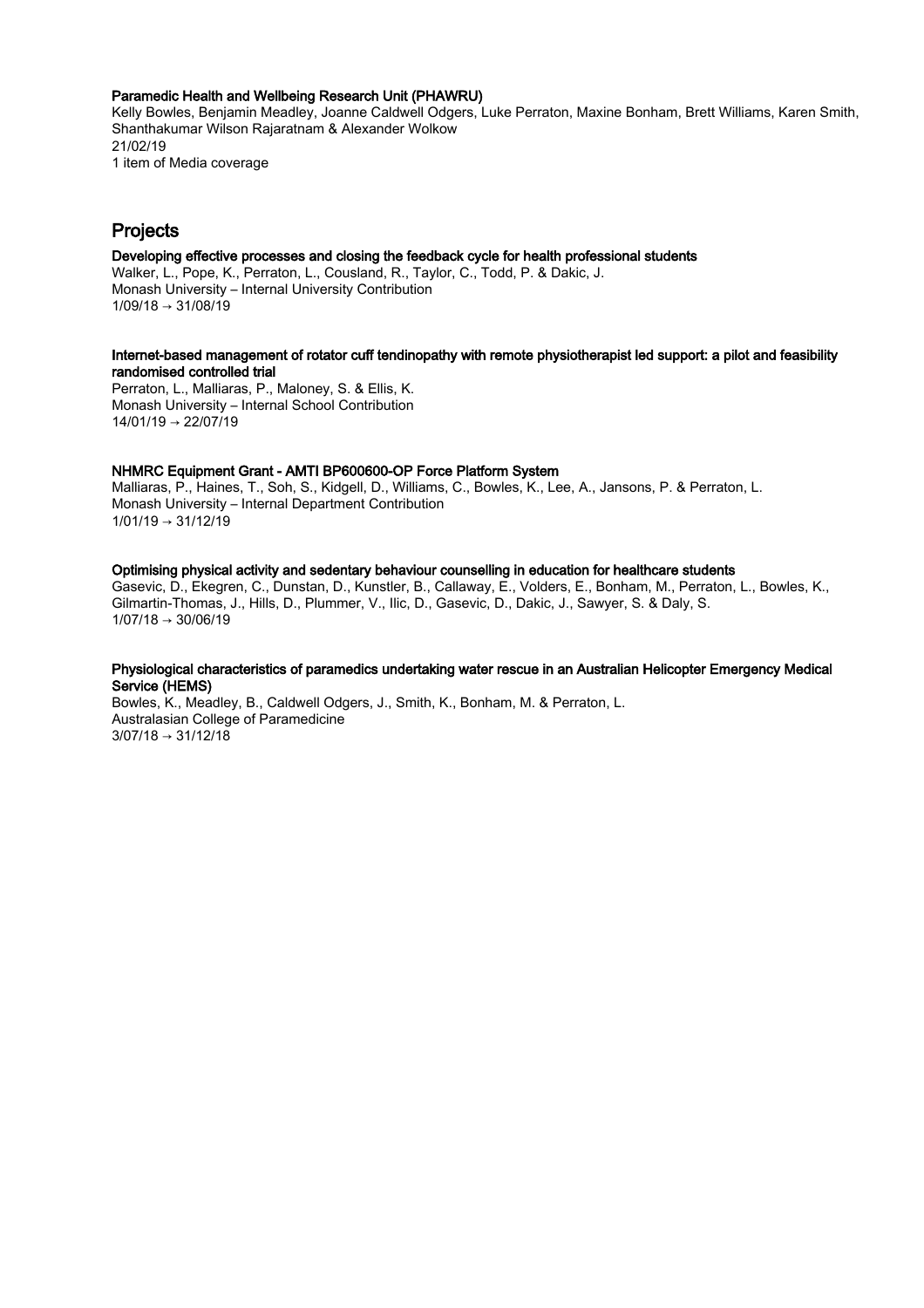**Paramedic Health and Wellbeing Research Unit (PHAWRU)**
Kelly Bowles, Benjamin Meadley, Joanne Caldwell Odgers, Luke Perraton, Maxine Bonham, Brett Williams, Karen Smith, Shanthakumar Wilson Rajaratnam & Alexander Wolkow
21/02/19
1 item of Media coverage

## Projects

**Developing effective processes and closing the feedback cycle for health professional students**
Walker, L., Pope, K., Perraton, L., Cousland, R., Taylor, C., Todd, P. & Dakic, J.
Monash University – Internal University Contribution
1/09/18 → 31/08/19

**Internet-based management of rotator cuff tendinopathy with remote physiotherapist led support: a pilot and feasibility randomised controlled trial**
Perraton, L., Malliaras, P., Maloney, S. & Ellis, K.
Monash University – Internal School Contribution
14/01/19 → 22/07/19

**NHMRC Equipment Grant - AMTI BP600600-OP Force Platform System**
Malliaras, P., Haines, T., Soh, S., Kidgell, D., Williams, C., Bowles, K., Lee, A., Jansons, P. & Perraton, L.
Monash University – Internal Department Contribution
1/01/19 → 31/12/19

**Optimising physical activity and sedentary behaviour counselling in education for healthcare students**
Gasevic, D., Ekegren, C., Dunstan, D., Kunstler, B., Callaway, E., Volders, E., Bonham, M., Perraton, L., Bowles, K., Gilmartin-Thomas, J., Hills, D., Plummer, V., Ilic, D., Gasevic, D., Dakic, J., Sawyer, S. & Daly, S.
1/07/18 → 30/06/19

**Physiological characteristics of paramedics undertaking water rescue in an Australian Helicopter Emergency Medical Service (HEMS)**
Bowles, K., Meadley, B., Caldwell Odgers, J., Smith, K., Bonham, M. & Perraton, L.
Australasian College of Paramedicine
3/07/18 → 31/12/18